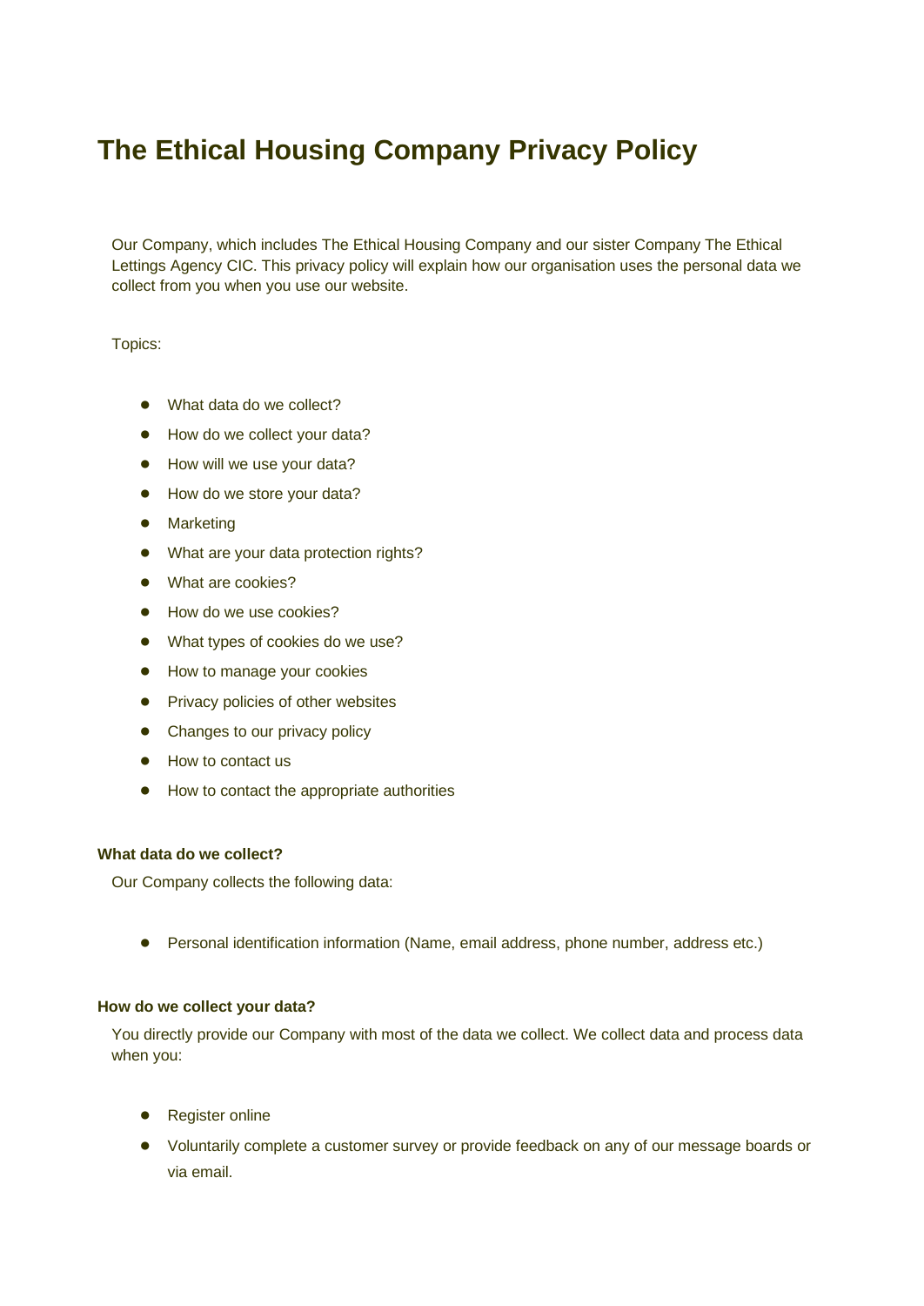# The Ethical Housing Company Privacy Policy

Our Company, which includes The Ethical Housing Company and our sister Company The Ethical Lettings Agency CIC. This privacy policy will explain how our organisation uses the personal data we collect from you when you use our website.

Topics:

- What data do we collect?
- How do we collect your data?
- How will we use your data?
- How do we store your data?
- Marketing
- What are your data protection rights?
- What are cookies?
- How do we use cookies?
- What types of cookies do we use?
- How to manage your cookies
- Privacy policies of other websites
- Changes to our privacy policy
- How to contact us
- How to contact the appropriate authorities

### What data do we collect?

Our Company collects the following data:

- Personal identification information (Name, email address, phone number, address etc.)

### How do we collect your data?

You directly provide our Company with most of the data we collect. We collect data and process data when you:

- Register online
- Voluntarily complete a customer survey or provide feedback on any of our message boards or via email.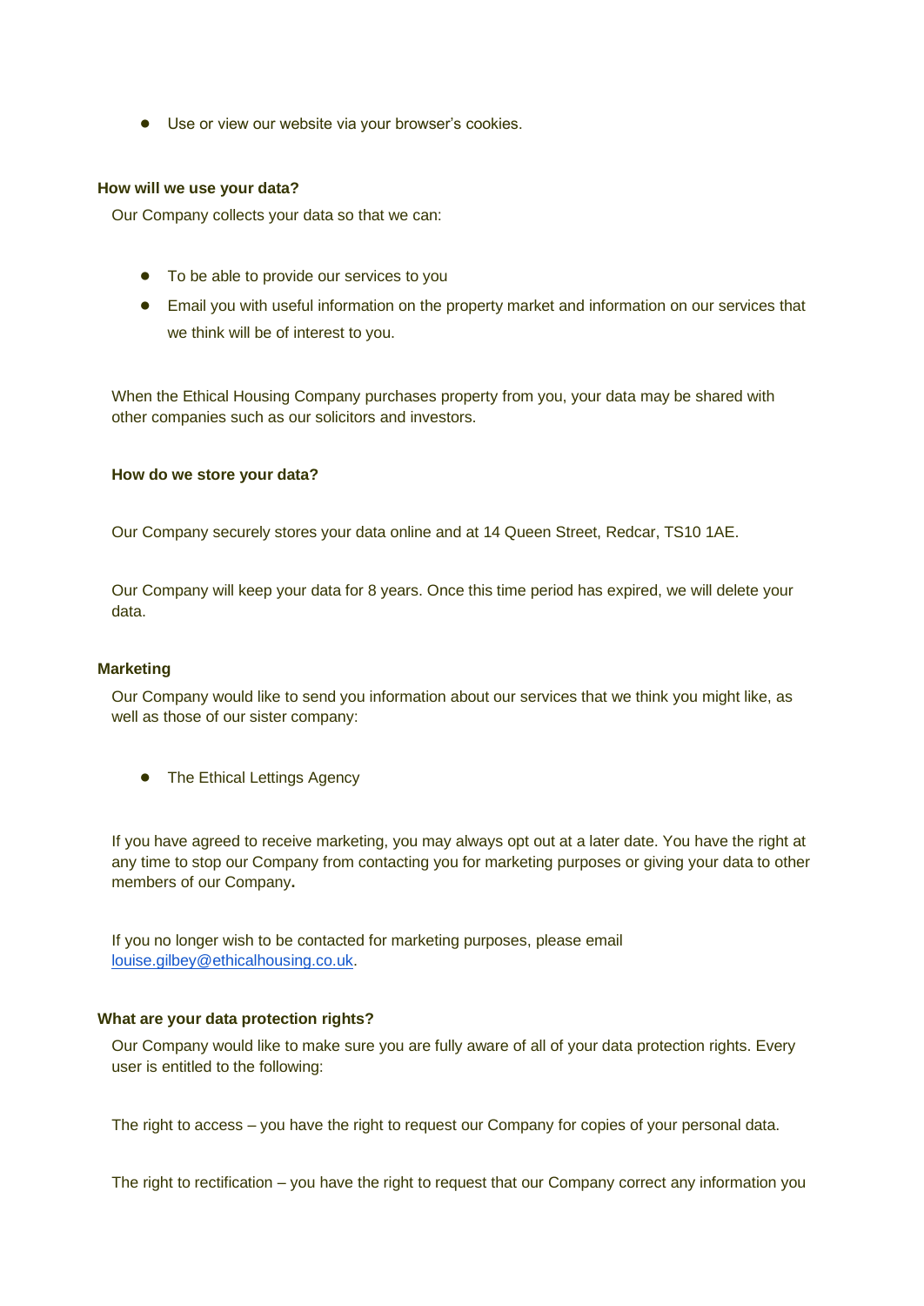- Use or view our website via your browser's cookies.

### How will we use your data?

Our Company collects your data so that we can:

- To be able to provide our services to you
- Email you with useful information on the property market and information on our services that we think will be of interest to you.

When the Ethical Housing Company purchases property from you, your data may be shared with other companies such as our solicitors and investors.

### How do we store your data?

Our Company securely stores your data online and at 14 Queen Street, Redcar, TS10 1AE.

Our Company will keep your data for 8 years. Once this time period has expired, we will delete your data.

### Marketing

Our Company would like to send you information about our services that we think you might like, as well as those of our sister company:

- The Ethical Lettings Agency

If you have agreed to receive marketing, you may always opt out at a later date. You have the right at any time to stop our Company from contacting you for marketing purposes or giving your data to other members of our Company**.**

If you no longer wish to be contacted for marketing purposes, please email louise.gilbey@ethicalhousing.co.uk.

### What are your data protection rights?

Our Company would like to make sure you are fully aware of all of your data protection rights. Every user is entitled to the following:

The right to access – you have the right to request our Company for copies of your personal data.

The right to rectification – you have the right to request that our Company correct any information you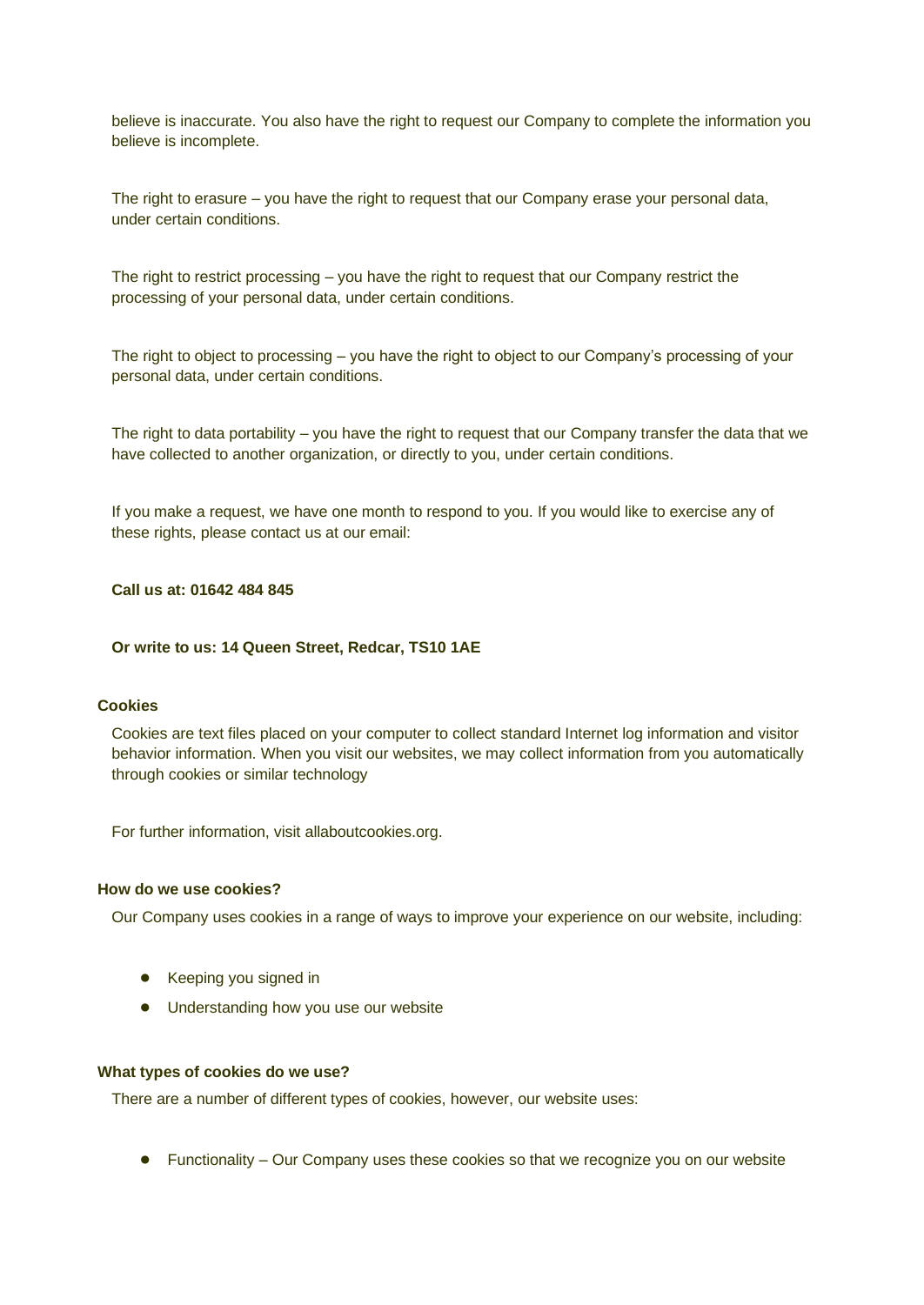believe is inaccurate. You also have the right to request our Company to complete the information you believe is incomplete.

The right to erasure – you have the right to request that our Company erase your personal data, under certain conditions.

The right to restrict processing – you have the right to request that our Company restrict the processing of your personal data, under certain conditions.

The right to object to processing – you have the right to object to our Company's processing of your personal data, under certain conditions.

The right to data portability – you have the right to request that our Company transfer the data that we have collected to another organization, or directly to you, under certain conditions.

If you make a request, we have one month to respond to you. If you would like to exercise any of these rights, please contact us at our email:

**Call us at: 01642 484 845**

**Or write to us: 14 Queen Street, Redcar, TS10 1AE**

### Cookies

Cookies are text files placed on your computer to collect standard Internet log information and visitor behavior information. When you visit our websites, we may collect information from you automatically through cookies or similar technology

For further information, visit allaboutcookies.org.

### How do we use cookies?

Our Company uses cookies in a range of ways to improve your experience on our website, including:

- Keeping you signed in
- Understanding how you use our website

### What types of cookies do we use?

There are a number of different types of cookies, however, our website uses:

- Functionality – Our Company uses these cookies so that we recognize you on our website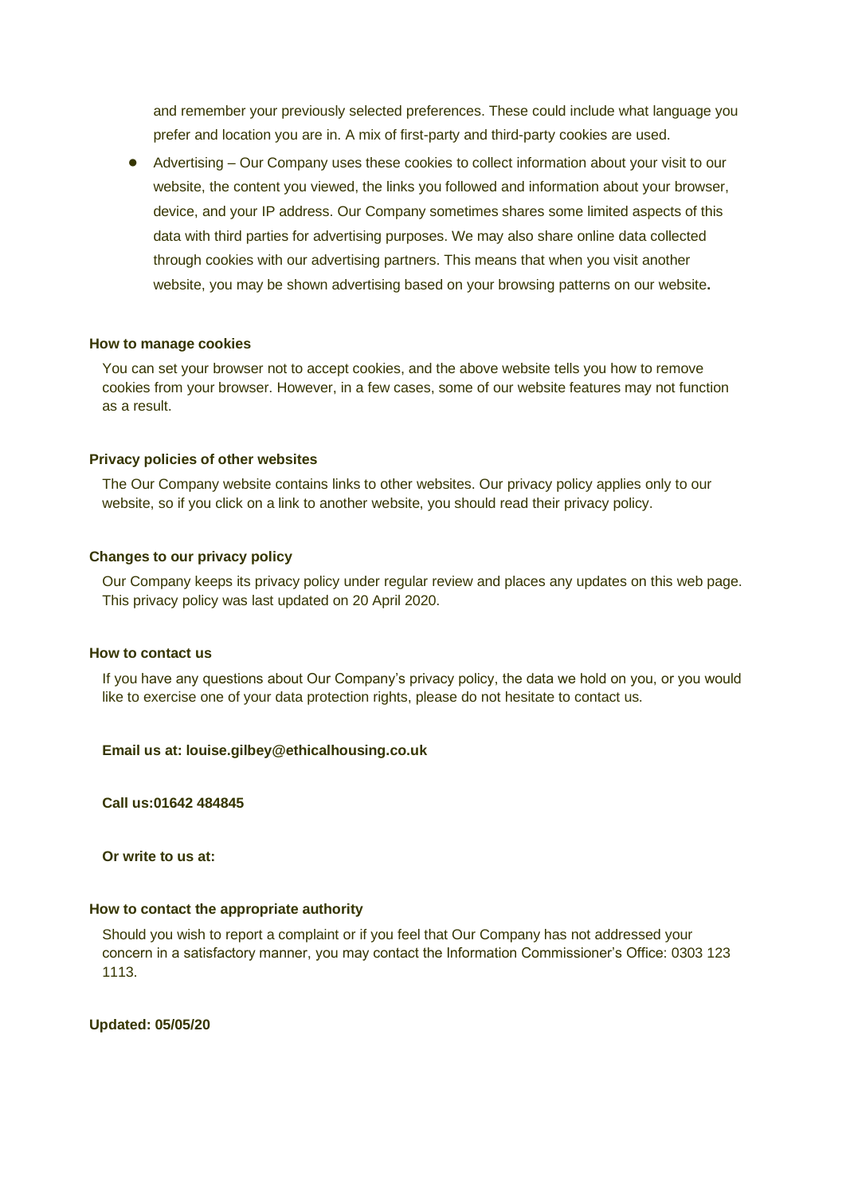and remember your previously selected preferences. These could include what language you prefer and location you are in. A mix of first-party and third-party cookies are used.

- Advertising – Our Company uses these cookies to collect information about your visit to our website, the content you viewed, the links you followed and information about your browser, device, and your IP address. Our Company sometimes shares some limited aspects of this data with third parties for advertising purposes. We may also share online data collected through cookies with our advertising partners. This means that when you visit another website, you may be shown advertising based on your browsing patterns on our website**.**

**How to manage cookies**

You can set your browser not to accept cookies, and the above website tells you how to remove cookies from your browser. However, in a few cases, some of our website features may not function as a result.

**Privacy policies of other websites**

The Our Company website contains links to other websites. Our privacy policy applies only to our website, so if you click on a link to another website, you should read their privacy policy.

**Changes to our privacy policy**

Our Company keeps its privacy policy under regular review and places any updates on this web page. This privacy policy was last updated on 20 April 2020.

**How to contact us**

If you have any questions about Our Company's privacy policy, the data we hold on you, or you would like to exercise one of your data protection rights, please do not hesitate to contact us.

**Email us at: louise.gilbey@ethicalhousing.co.uk**

**Call us:01642 484845**

**Or write to us at:**

**How to contact the appropriate authority**

Should you wish to report a complaint or if you feel that Our Company has not addressed your concern in a satisfactory manner, you may contact the Information Commissioner's Office: 0303 123 1113.

**Updated: 05/05/20**